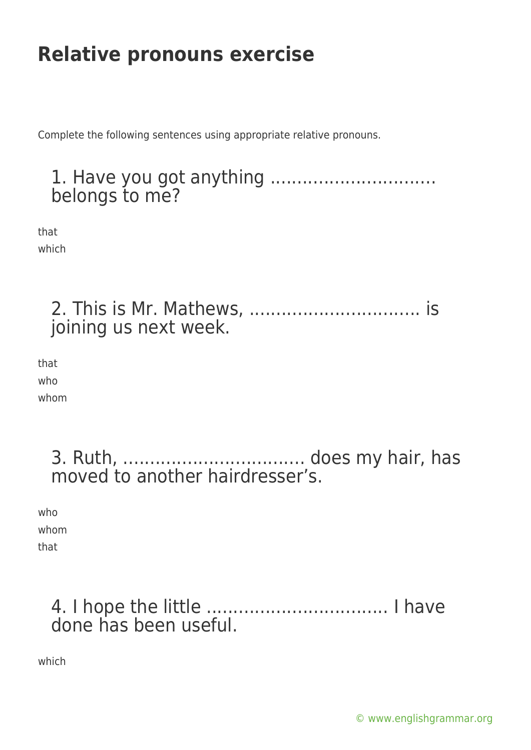# Relative pronouns exercise

Complete the following sentences using appropriate relative pronouns.

## 1. Have you got anything ………………………… belongs to me?

that
which

## 2. This is Mr. Mathews, ………………………….. is joining us next week.

that
who
whom

## 3. Ruth, ……………………………. does my hair, has moved to another hairdresser's.

who
whom
that

## 4. I hope the little ……………………………. I have done has been useful.

which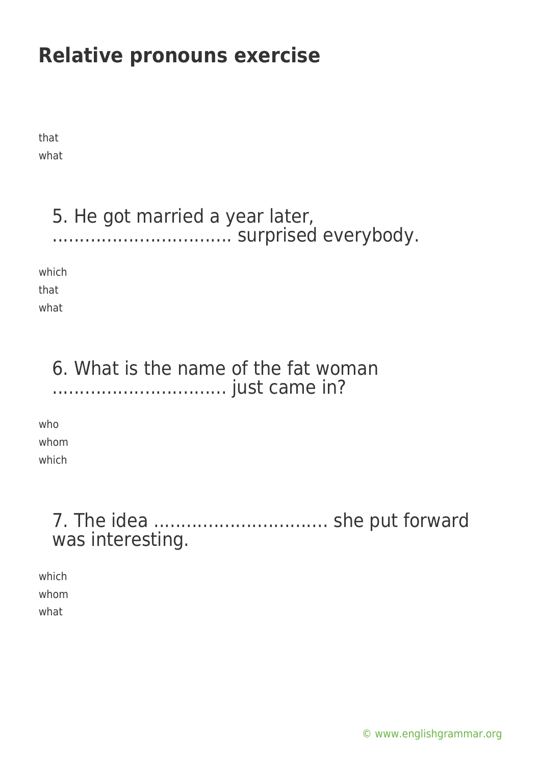# Relative pronouns exercise

that
what

5. He got married a year later, ................................ surprised everybody.

which
that
what

6. What is the name of the fat woman ............................... just came in?

who
whom
which

7. The idea ............................... she put forward was interesting.

which
whom
what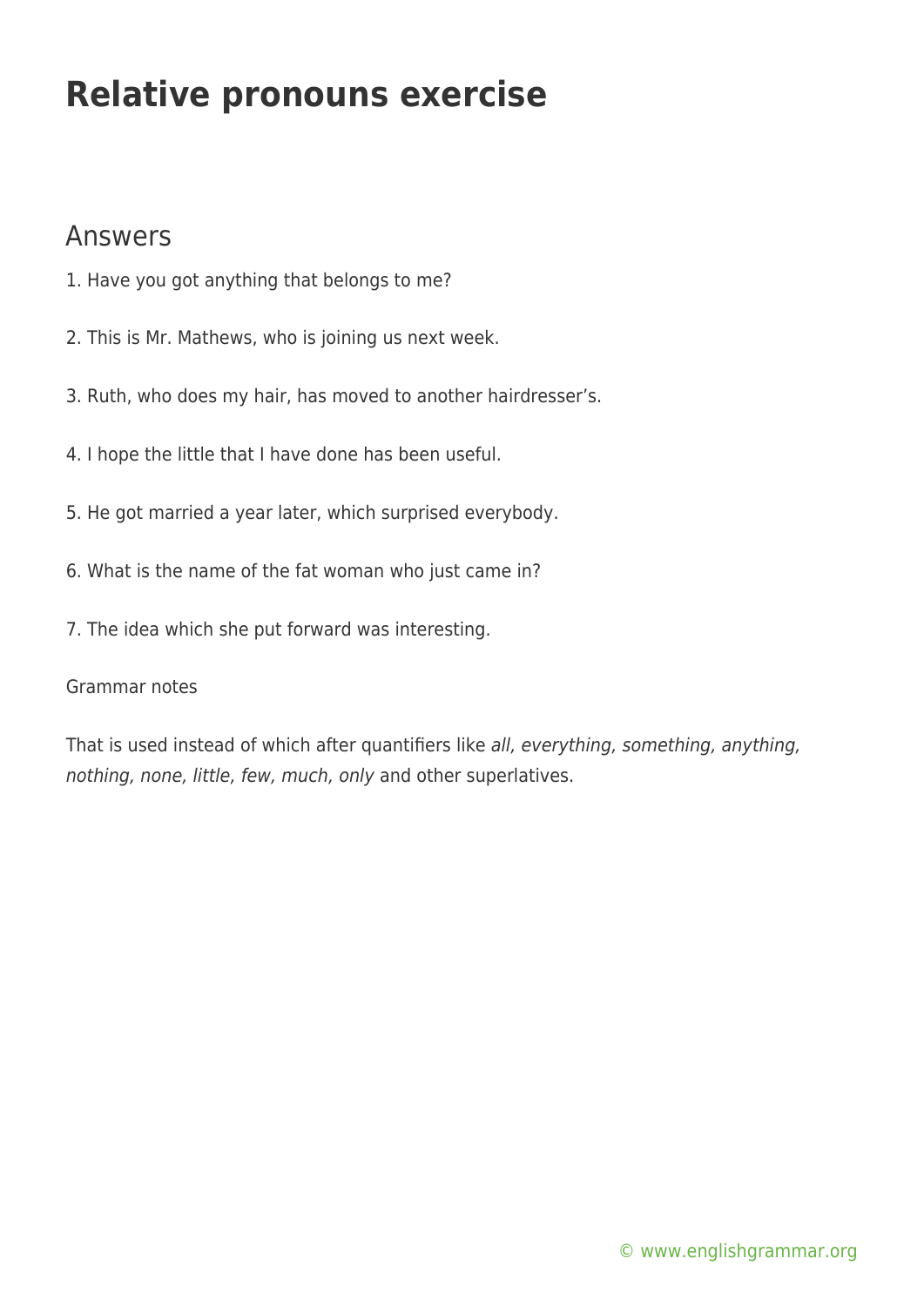# Relative pronouns exercise

## Answers

1. Have you got anything that belongs to me?

2. This is Mr. Mathews, who is joining us next week.

3. Ruth, who does my hair, has moved to another hairdresser's.

4. I hope the little that I have done has been useful.

5. He got married a year later, which surprised everybody.

6. What is the name of the fat woman who just came in?

7. The idea which she put forward was interesting.

Grammar notes

That is used instead of which after quantifiers like *all, everything, something, anything, nothing, none, little, few, much, only* and other superlatives.